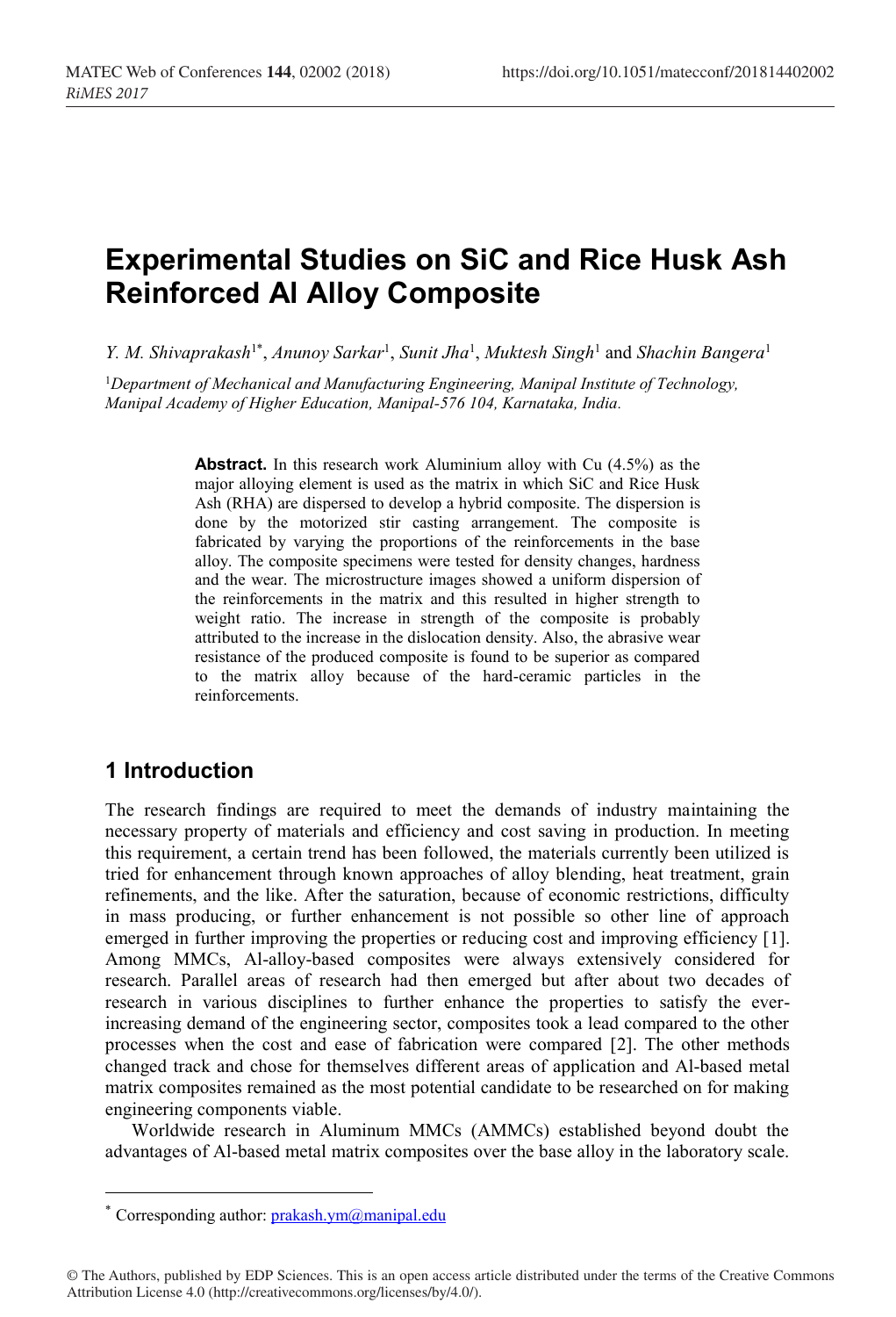# Experimental Studies on SiC and Rice Husk Ash Reinforced Al Alloy Composite

*Y. M. Shivaprakash*[1*], *Anunoy Sarkar*[1], *Sunit Jha*[1], *Muktesh Singh*[1] and *Shachin Bangera*[1]

[1]*Department of Mechanical and Manufacturing Engineering, Manipal Institute of Technology, Manipal Academy of Higher Education, Manipal-576 104, Karnataka, India.*

**Abstract.** In this research work Aluminium alloy with Cu (4.5%) as the major alloying element is used as the matrix in which SiC and Rice Husk Ash (RHA) are dispersed to develop a hybrid composite. The dispersion is done by the motorized stir casting arrangement. The composite is fabricated by varying the proportions of the reinforcements in the base alloy. The composite specimens were tested for density changes, hardness and the wear. The microstructure images showed a uniform dispersion of the reinforcements in the matrix and this resulted in higher strength to weight ratio. The increase in strength of the composite is probably attributed to the increase in the dislocation density. Also, the abrasive wear resistance of the produced composite is found to be superior as compared to the matrix alloy because of the hard-ceramic particles in the reinforcements.

## 1 Introduction

The research findings are required to meet the demands of industry maintaining the necessary property of materials and efficiency and cost saving in production. In meeting this requirement, a certain trend has been followed, the materials currently been utilized is tried for enhancement through known approaches of alloy blending, heat treatment, grain refinements, and the like. After the saturation, because of economic restrictions, difficulty in mass producing, or further enhancement is not possible so other line of approach emerged in further improving the properties or reducing cost and improving efficiency [1]. Among MMCs, Al-alloy-based composites were always extensively considered for research. Parallel areas of research had then emerged but after about two decades of research in various disciplines to further enhance the properties to satisfy the ever-increasing demand of the engineering sector, composites took a lead compared to the other processes when the cost and ease of fabrication were compared [2]. The other methods changed track and chose for themselves different areas of application and Al-based metal matrix composites remained as the most potential candidate to be researched on for making engineering components viable.

Worldwide research in Aluminum MMCs (AMMCs) established beyond doubt the advantages of Al-based metal matrix composites over the base alloy in the laboratory scale.

---

* Corresponding author: prakash.ym@manipal.edu

© The Authors, published by EDP Sciences. This is an open access article distributed under the terms of the Creative Commons Attribution License 4.0 (http://creativecommons.org/licenses/by/4.0/).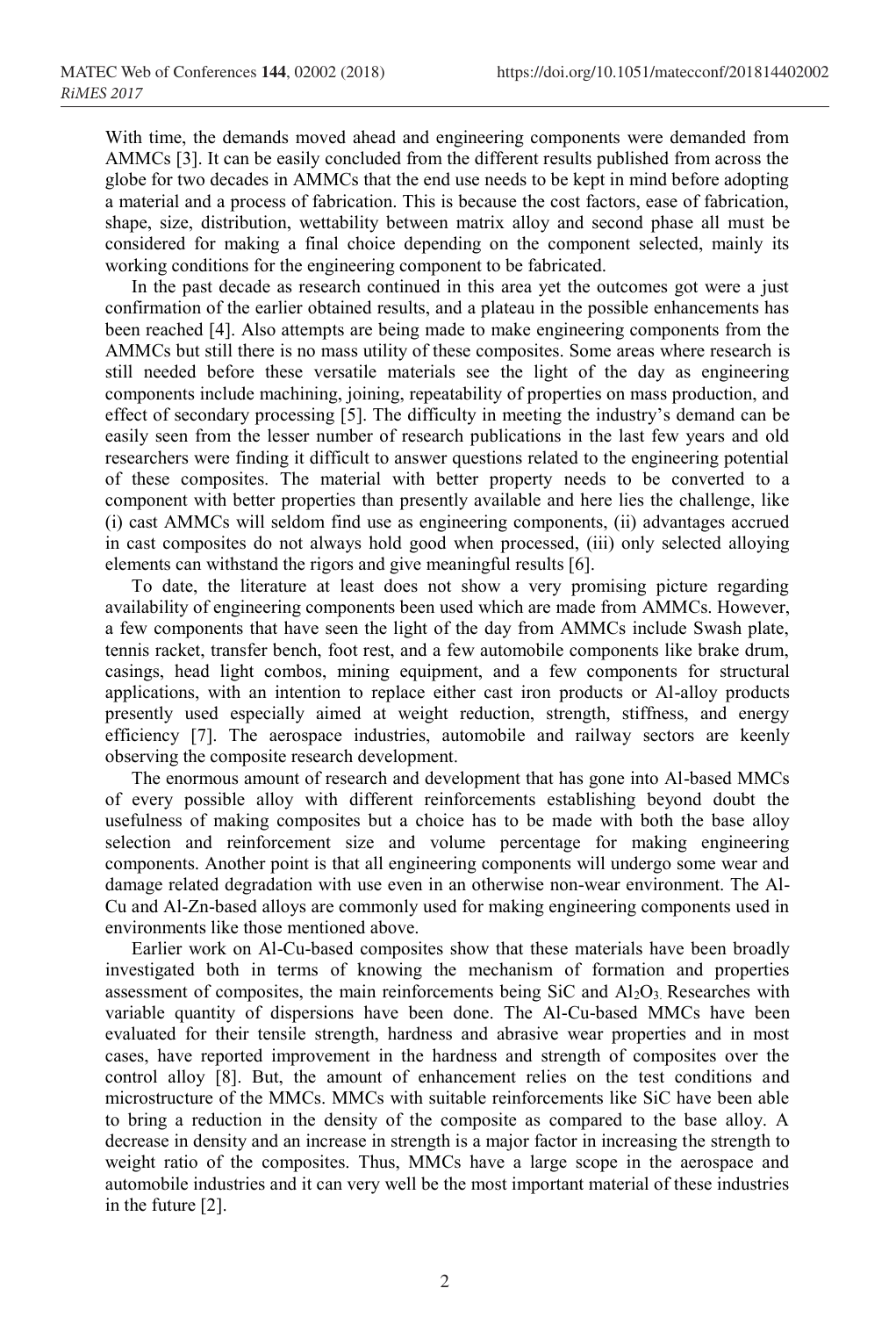With time, the demands moved ahead and engineering components were demanded from AMMCs [3]. It can be easily concluded from the different results published from across the globe for two decades in AMMCs that the end use needs to be kept in mind before adopting a material and a process of fabrication. This is because the cost factors, ease of fabrication, shape, size, distribution, wettability between matrix alloy and second phase all must be considered for making a final choice depending on the component selected, mainly its working conditions for the engineering component to be fabricated.

In the past decade as research continued in this area yet the outcomes got were a just confirmation of the earlier obtained results, and a plateau in the possible enhancements has been reached [4]. Also attempts are being made to make engineering components from the AMMCs but still there is no mass utility of these composites. Some areas where research is still needed before these versatile materials see the light of the day as engineering components include machining, joining, repeatability of properties on mass production, and effect of secondary processing [5]. The difficulty in meeting the industry's demand can be easily seen from the lesser number of research publications in the last few years and old researchers were finding it difficult to answer questions related to the engineering potential of these composites. The material with better property needs to be converted to a component with better properties than presently available and here lies the challenge, like (i) cast AMMCs will seldom find use as engineering components, (ii) advantages accrued in cast composites do not always hold good when processed, (iii) only selected alloying elements can withstand the rigors and give meaningful results [6].

To date, the literature at least does not show a very promising picture regarding availability of engineering components been used which are made from AMMCs. However, a few components that have seen the light of the day from AMMCs include Swash plate, tennis racket, transfer bench, foot rest, and a few automobile components like brake drum, casings, head light combos, mining equipment, and a few components for structural applications, with an intention to replace either cast iron products or Al-alloy products presently used especially aimed at weight reduction, strength, stiffness, and energy efficiency [7]. The aerospace industries, automobile and railway sectors are keenly observing the composite research development.

The enormous amount of research and development that has gone into Al-based MMCs of every possible alloy with different reinforcements establishing beyond doubt the usefulness of making composites but a choice has to be made with both the base alloy selection and reinforcement size and volume percentage for making engineering components. Another point is that all engineering components will undergo some wear and damage related degradation with use even in an otherwise non-wear environment. The Al-Cu and Al-Zn-based alloys are commonly used for making engineering components used in environments like those mentioned above.

Earlier work on Al-Cu-based composites show that these materials have been broadly investigated both in terms of knowing the mechanism of formation and properties assessment of composites, the main reinforcements being SiC and $Al_2O_3$. Researches with variable quantity of dispersions have been done. The Al-Cu-based MMCs have been evaluated for their tensile strength, hardness and abrasive wear properties and in most cases, have reported improvement in the hardness and strength of composites over the control alloy [8]. But, the amount of enhancement relies on the test conditions and microstructure of the MMCs. MMCs with suitable reinforcements like SiC have been able to bring a reduction in the density of the composite as compared to the base alloy. A decrease in density and an increase in strength is a major factor in increasing the strength to weight ratio of the composites. Thus, MMCs have a large scope in the aerospace and automobile industries and it can very well be the most important material of these industries in the future [2].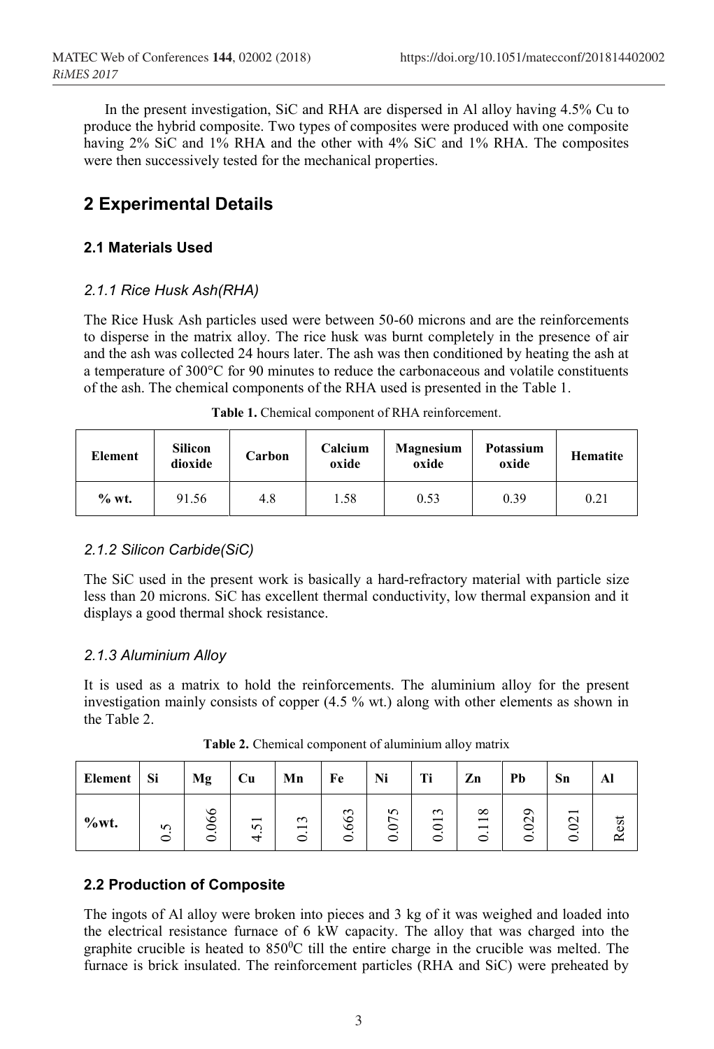In the present investigation, SiC and RHA are dispersed in Al alloy having 4.5% Cu to produce the hybrid composite. Two types of composites were produced with one composite having 2% SiC and 1% RHA and the other with 4% SiC and 1% RHA. The composites were then successively tested for the mechanical properties.

## 2 Experimental Details

### 2.1 Materials Used

#### *2.1.1 Rice Husk Ash(RHA)*

The Rice Husk Ash particles used were between 50-60 microns and are the reinforcements to disperse in the matrix alloy. The rice husk was burnt completely in the presence of air and the ash was collected 24 hours later. The ash was then conditioned by heating the ash at a temperature of 300°C for 90 minutes to reduce the carbonaceous and volatile constituents of the ash. The chemical components of the RHA used is presented in the Table 1.

**Table 1.** Chemical component of RHA reinforcement.

| Element | Silicon dioxide | Carbon | Calcium oxide | Magnesium oxide | Potassium oxide | Hematite |
|---|---|---|---|---|---|---|
| % wt. | 91.56 | 4.8 | 1.58 | 0.53 | 0.39 | 0.21 |

#### *2.1.2 Silicon Carbide(SiC)*

The SiC used in the present work is basically a hard-refractory material with particle size less than 20 microns. SiC has excellent thermal conductivity, low thermal expansion and it displays a good thermal shock resistance.

#### *2.1.3 Aluminium Alloy*

It is used as a matrix to hold the reinforcements. The aluminium alloy for the present investigation mainly consists of copper (4.5 % wt.) along with other elements as shown in the Table 2.

**Table 2.** Chemical component of aluminium alloy matrix

| Element | Si | Mg | Cu | Mn | Fe | Ni | Ti | Zn | Pb | Sn | Al |
|---|---|---|---|---|---|---|---|---|---|---|---|
| %wt. | 0.5 | 0.066 | 4.51 | 0.13 | 0.663 | 0.075 | 0.013 | 0.118 | 0.029 | 0.021 | Rest |

### 2.2 Production of Composite

The ingots of Al alloy were broken into pieces and 3 kg of it was weighed and loaded into the electrical resistance furnace of 6 kW capacity. The alloy that was charged into the graphite crucible is heated to 850$^0$C till the entire charge in the crucible was melted. The furnace is brick insulated. The reinforcement particles (RHA and SiC) were preheated by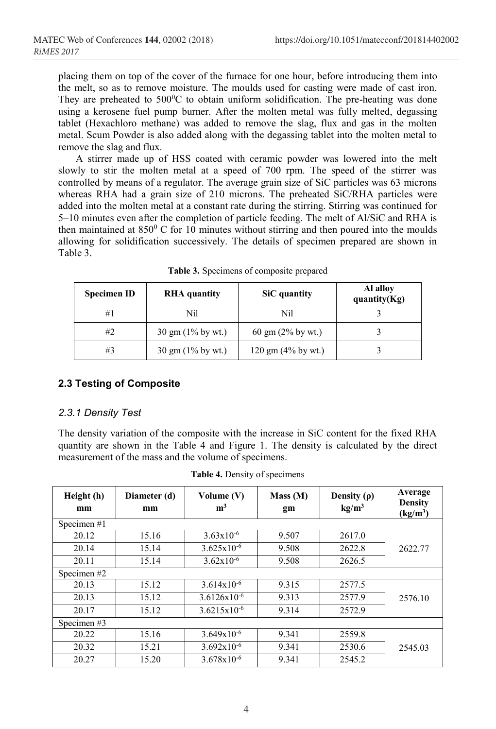placing them on top of the cover of the furnace for one hour, before introducing them into the melt, so as to remove moisture. The moulds used for casting were made of cast iron. They are preheated to $500^0$C to obtain uniform solidification. The pre-heating was done using a kerosene fuel pump burner. After the molten metal was fully melted, degassing tablet (Hexachloro methane) was added to remove the slag, flux and gas in the molten metal. Scum Powder is also added along with the degassing tablet into the molten metal to remove the slag and flux.

A stirrer made up of HSS coated with ceramic powder was lowered into the melt slowly to stir the molten metal at a speed of 700 rpm. The speed of the stirrer was controlled by means of a regulator. The average grain size of SiC particles was 63 microns whereas RHA had a grain size of 210 microns. The preheated SiC/RHA particles were added into the molten metal at a constant rate during the stirring. Stirring was continued for 5–10 minutes even after the completion of particle feeding. The melt of Al/SiC and RHA is then maintained at $850^0$ C for 10 minutes without stirring and then poured into the moulds allowing for solidification successively. The details of specimen prepared are shown in Table 3.

**Table 3.** Specimens of composite prepared

| Specimen ID | RHA quantity | SiC quantity | Al alloy quantity(Kg) |
|---|---|---|---|
| #1 | Nil | Nil | 3 |
| #2 | 30 gm (1% by wt.) | 60 gm (2% by wt.) | 3 |
| #3 | 30 gm (1% by wt.) | 120 gm (4% by wt.) | 3 |

## 2.3 Testing of Composite

### *2.3.1 Density Test*

The density variation of the composite with the increase in SiC content for the fixed RHA quantity are shown in the Table 4 and Figure 1. The density is calculated by the direct measurement of the mass and the volume of specimens.

**Table 4.** Density of specimens

| Height (h) mm | Diameter (d) mm | Volume (V) $m^3$ | Mass (M) gm | Density (ρ) $kg/m^3$ | Average Density ($kg/m^3$) |
|---|---|---|---|---|---|
| Specimen #1 | | | | | |
| 20.12 | 15.16 | $3.63 \times 10^{-6}$ | 9.507 | 2617.0 | 2622.77 |
| 20.14 | 15.14 | $3.625 \times 10^{-6}$ | 9.508 | 2622.8 | |
| 20.11 | 15.14 | $3.62 \times 10^{-6}$ | 9.508 | 2626.5 | |
| Specimen #2 | | | | | |
| 20.13 | 15.12 | $3.614 \times 10^{-6}$ | 9.315 | 2577.5 | 2576.10 |
| 20.13 | 15.12 | $3.6126 \times 10^{-6}$ | 9.313 | 2577.9 | |
| 20.17 | 15.12 | $3.6215 \times 10^{-6}$ | 9.314 | 2572.9 | |
| Specimen #3 | | | | | |
| 20.22 | 15.16 | $3.649 \times 10^{-6}$ | 9.341 | 2559.8 | 2545.03 |
| 20.32 | 15.21 | $3.692 \times 10^{-6}$ | 9.341 | 2530.6 | |
| 20.27 | 15.20 | $3.678 \times 10^{-6}$ | 9.341 | 2545.2 | |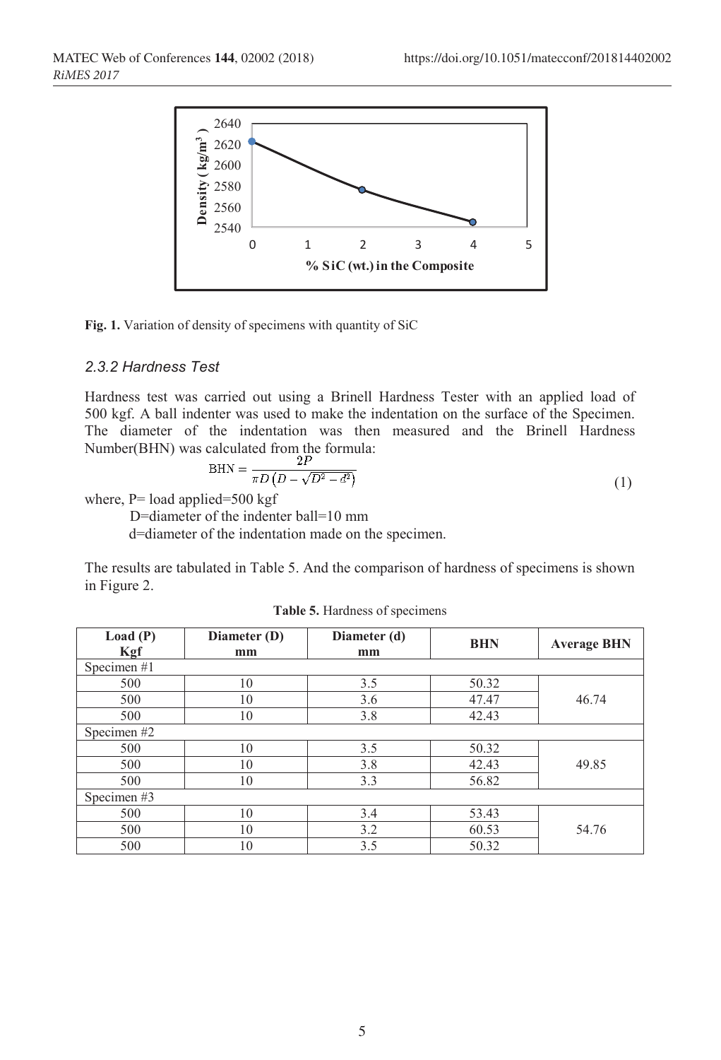Fig. 1. Variation of density of specimens with quantity of SiC

### 2.3.2 Hardness Test

Hardness test was carried out using a Brinell Hardness Tester with an applied load of 500 kgf. A ball indenter was used to make the indentation on the surface of the Specimen. The diameter of the indentation was then measured and the Brinell Hardness Number(BHN) was calculated from the formula:

$$\mathrm{BHN} = \frac{2P}{\pi D\left(D - \sqrt{D^2 - d^2}\right)} \tag{1}$$

where, P= load applied=500 kgf

D=diameter of the indenter ball=10 mm

d=diameter of the indentation made on the specimen.

The results are tabulated in Table 5. And the comparison of hardness of specimens is shown in Figure 2.

**Table 5.** Hardness of specimens

| Load (P) Kgf | Diameter (D) mm | Diameter (d) mm | BHN | Average BHN |
|---|---|---|---|---|
| Specimen #1 | | | | |
| 500 | 10 | 3.5 | 50.32 | 46.74 |
| 500 | 10 | 3.6 | 47.47 | |
| 500 | 10 | 3.8 | 42.43 | |
| Specimen #2 | | | | |
| 500 | 10 | 3.5 | 50.32 | 49.85 |
| 500 | 10 | 3.8 | 42.43 | |
| 500 | 10 | 3.3 | 56.82 | |
| Specimen #3 | | | | |
| 500 | 10 | 3.4 | 53.43 | 54.76 |
| 500 | 10 | 3.2 | 60.53 | |
| 500 | 10 | 3.5 | 50.32 | |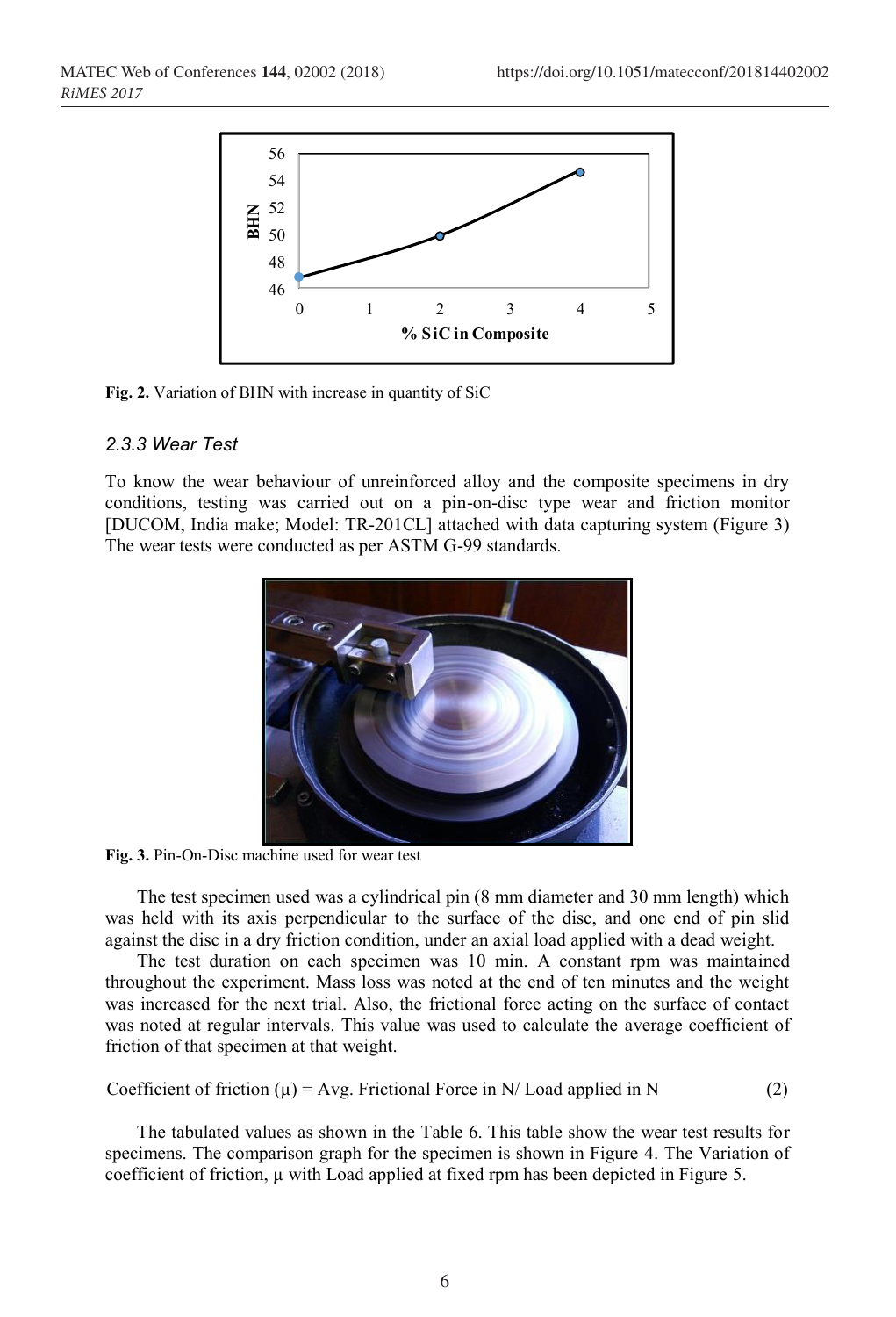**Fig. 2.** Variation of BHN with increase in quantity of SiC

### *2.3.3 Wear Test*

To know the wear behaviour of unreinforced alloy and the composite specimens in dry conditions, testing was carried out on a pin-on-disc type wear and friction monitor [DUCOM, India make; Model: TR-201CL] attached with data capturing system (Figure 3) The wear tests were conducted as per ASTM G-99 standards.

**Fig. 3.** Pin-On-Disc machine used for wear test

The test specimen used was a cylindrical pin (8 mm diameter and 30 mm length) which was held with its axis perpendicular to the surface of the disc, and one end of pin slid against the disc in a dry friction condition, under an axial load applied with a dead weight.

The test duration on each specimen was 10 min. A constant rpm was maintained throughout the experiment. Mass loss was noted at the end of ten minutes and the weight was increased for the next trial. Also, the frictional force acting on the surface of contact was noted at regular intervals. This value was used to calculate the average coefficient of friction of that specimen at that weight.

$$\text{Coefficient of friction } (\mu) = \text{Avg. Frictional Force in N} / \text{Load applied in N} \quad (2)$$

The tabulated values as shown in the Table 6. This table show the wear test results for specimens. The comparison graph for the specimen is shown in Figure 4. The Variation of coefficient of friction, $\mu$ with Load applied at fixed rpm has been depicted in Figure 5.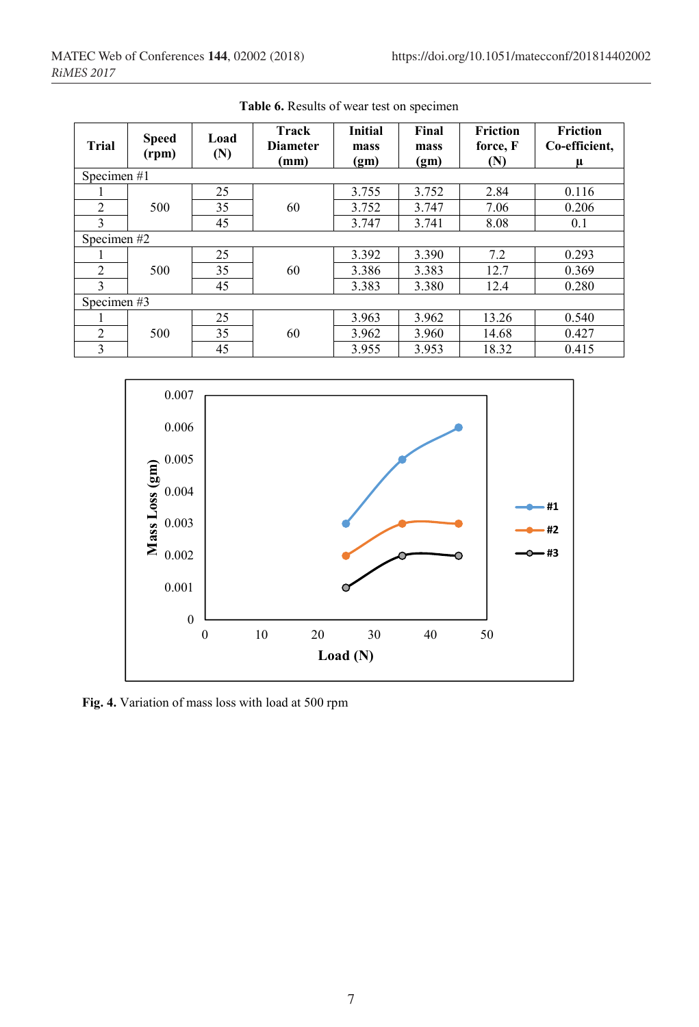**Table 6.** Results of wear test on specimen

| Trial | Speed (rpm) | Load (N) | Track Diameter (mm) | Initial mass (gm) | Final mass (gm) | Friction force, F (N) | Friction Co-efficient, μ |
|---|---|---|---|---|---|---|---|
| Specimen #1 | | | | | | | |
| 1 | 500 | 25 | 60 | 3.755 | 3.752 | 2.84 | 0.116 |
| 2 | | 35 | | 3.752 | 3.747 | 7.06 | 0.206 |
| 3 | | 45 | | 3.747 | 3.741 | 8.08 | 0.1 |
| Specimen #2 | | | | | | | |
| 1 | 500 | 25 | 60 | 3.392 | 3.390 | 7.2 | 0.293 |
| 2 | | 35 | | 3.386 | 3.383 | 12.7 | 0.369 |
| 3 | | 45 | | 3.383 | 3.380 | 12.4 | 0.280 |
| Specimen #3 | | | | | | | |
| 1 | 500 | 25 | 60 | 3.963 | 3.962 | 13.26 | 0.540 |
| 2 | | 35 | | 3.962 | 3.960 | 14.68 | 0.427 |
| 3 | | 45 | | 3.955 | 3.953 | 18.32 | 0.415 |

**Fig. 4.** Variation of mass loss with load at 500 rpm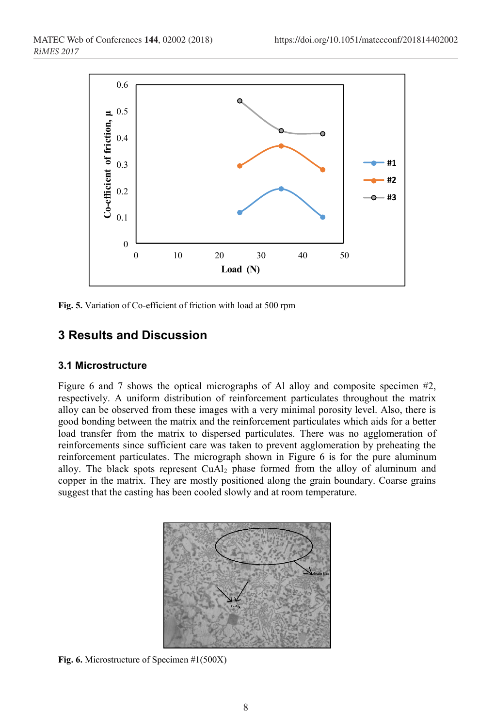Fig. 5. Variation of Co-efficient of friction with load at 500 rpm

## 3 Results and Discussion

### 3.1 Microstructure

Figure 6 and 7 shows the optical micrographs of Al alloy and composite specimen #2, respectively. A uniform distribution of reinforcement particulates throughout the matrix alloy can be observed from these images with a very minimal porosity level. Also, there is good bonding between the matrix and the reinforcement particulates which aids for a better load transfer from the matrix to dispersed particulates. There was no agglomeration of reinforcements since sufficient care was taken to prevent agglomeration by preheating the reinforcement particulates. The micrograph shown in Figure 6 is for the pure aluminum alloy. The black spots represent $CuAl_2$ phase formed from the alloy of aluminum and copper in the matrix. They are mostly positioned along the grain boundary. Coarse grains suggest that the casting has been cooled slowly and at room temperature.

Fig. 6. Microstructure of Specimen #1(500X)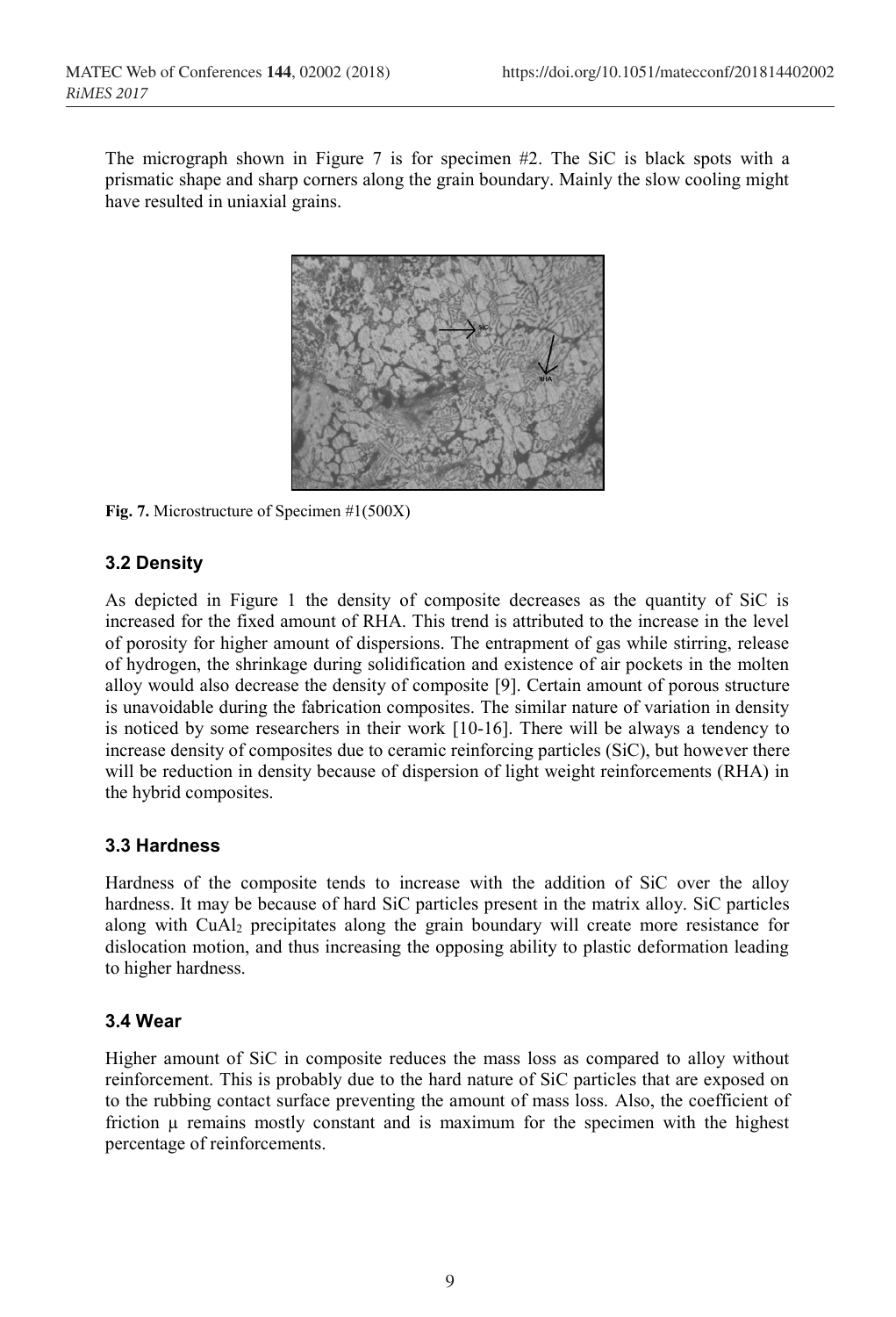The micrograph shown in Figure 7 is for specimen #2. The SiC is black spots with a prismatic shape and sharp corners along the grain boundary. Mainly the slow cooling might have resulted in uniaxial grains.

**Fig. 7.** Microstructure of Specimen #1(500X)

### 3.2 Density

As depicted in Figure 1 the density of composite decreases as the quantity of SiC is increased for the fixed amount of RHA. This trend is attributed to the increase in the level of porosity for higher amount of dispersions. The entrapment of gas while stirring, release of hydrogen, the shrinkage during solidification and existence of air pockets in the molten alloy would also decrease the density of composite [9]. Certain amount of porous structure is unavoidable during the fabrication composites. The similar nature of variation in density is noticed by some researchers in their work [10-16]. There will be always a tendency to increase density of composites due to ceramic reinforcing particles (SiC), but however there will be reduction in density because of dispersion of light weight reinforcements (RHA) in the hybrid composites.

### 3.3 Hardness

Hardness of the composite tends to increase with the addition of SiC over the alloy hardness. It may be because of hard SiC particles present in the matrix alloy. SiC particles along with $CuAl_2$ precipitates along the grain boundary will create more resistance for dislocation motion, and thus increasing the opposing ability to plastic deformation leading to higher hardness.

### 3.4 Wear

Higher amount of SiC in composite reduces the mass loss as compared to alloy without reinforcement. This is probably due to the hard nature of SiC particles that are exposed on to the rubbing contact surface preventing the amount of mass loss. Also, the coefficient of friction $\mu$ remains mostly constant and is maximum for the specimen with the highest percentage of reinforcements.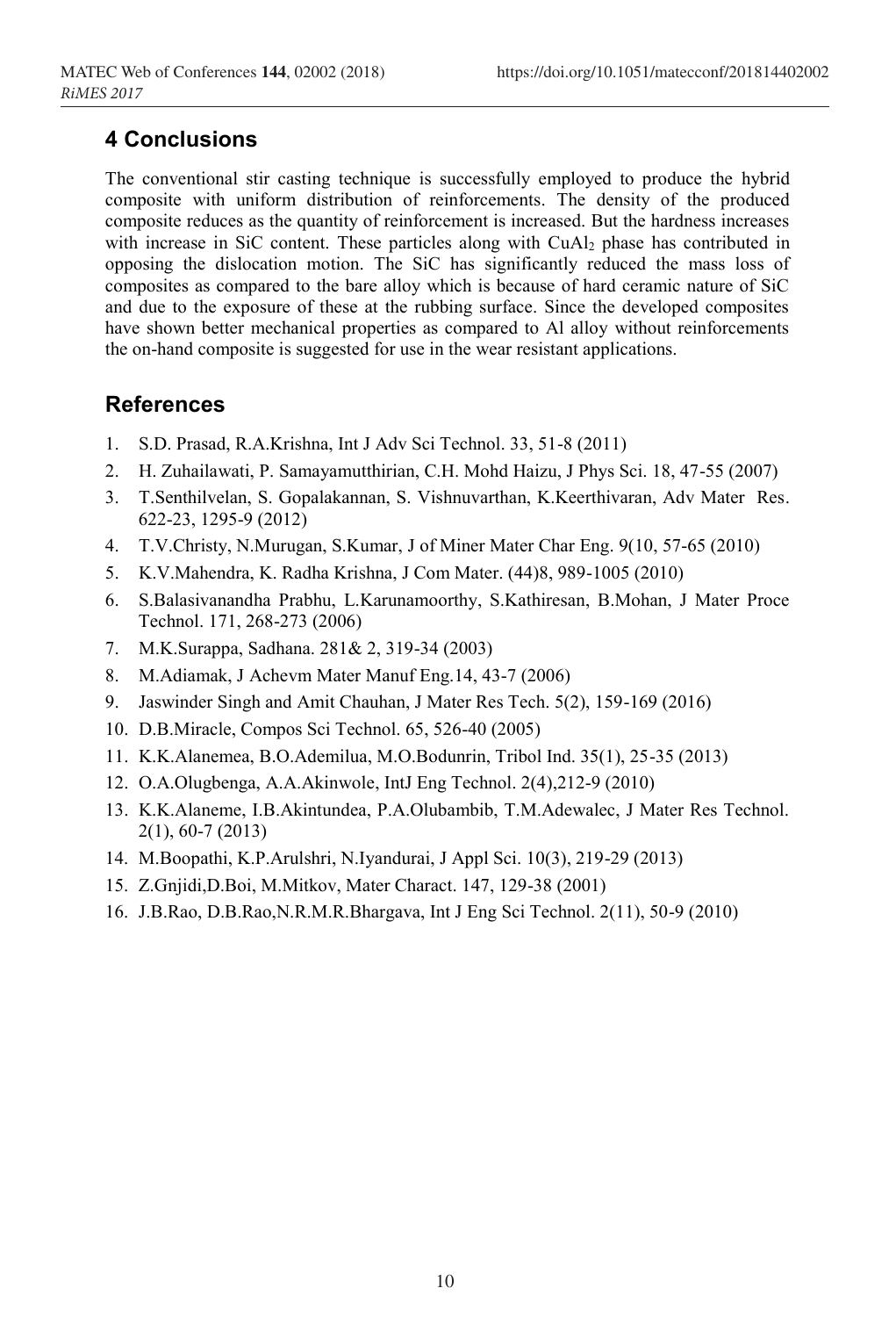## 4 Conclusions

The conventional stir casting technique is successfully employed to produce the hybrid composite with uniform distribution of reinforcements. The density of the produced composite reduces as the quantity of reinforcement is increased. But the hardness increases with increase in SiC content. These particles along with $CuAl_2$ phase has contributed in opposing the dislocation motion. The SiC has significantly reduced the mass loss of composites as compared to the bare alloy which is because of hard ceramic nature of SiC and due to the exposure of these at the rubbing surface. Since the developed composites have shown better mechanical properties as compared to Al alloy without reinforcements the on-hand composite is suggested for use in the wear resistant applications.

## References

1. S.D. Prasad, R.A.Krishna, Int J Adv Sci Technol. 33, 51-8 (2011)
2. H. Zuhailawati, P. Samayamutthirian, C.H. Mohd Haizu, J Phys Sci. 18, 47-55 (2007)
3. T.Senthilvelan, S. Gopalakannan, S. Vishnuvarthan, K.Keerthivaran, Adv Mater Res. 622-23, 1295-9 (2012)
4. T.V.Christy, N.Murugan, S.Kumar, J of Miner Mater Char Eng. 9(10, 57-65 (2010)
5. K.V.Mahendra, K. Radha Krishna, J Com Mater. (44)8, 989-1005 (2010)
6. S.Balasivanandha Prabhu, L.Karunamoorthy, S.Kathiresan, B.Mohan, J Mater Proce Technol. 171, 268-273 (2006)
7. M.K.Surappa, Sadhana. 281& 2, 319-34 (2003)
8. M.Adiamak, J Achevm Mater Manuf Eng.14, 43-7 (2006)
9. Jaswinder Singh and Amit Chauhan, J Mater Res Tech. 5(2), 159-169 (2016)
10. D.B.Miracle, Compos Sci Technol. 65, 526-40 (2005)
11. K.K.Alanemea, B.O.Ademilua, M.O.Bodunrin, Tribol Ind. 35(1), 25-35 (2013)
12. O.A.Olugbenga, A.A.Akinwole, IntJ Eng Technol. 2(4),212-9 (2010)
13. K.K.Alaneme, I.B.Akintundea, P.A.Olubambib, T.M.Adewalec, J Mater Res Technol. 2(1), 60-7 (2013)
14. M.Boopathi, K.P.Arulshri, N.Iyandurai, J Appl Sci. 10(3), 219-29 (2013)
15. Z.Gnjidi,D.Boi, M.Mitkov, Mater Charact. 147, 129-38 (2001)
16. J.B.Rao, D.B.Rao,N.R.M.R.Bhargava, Int J Eng Sci Technol. 2(11), 50-9 (2010)